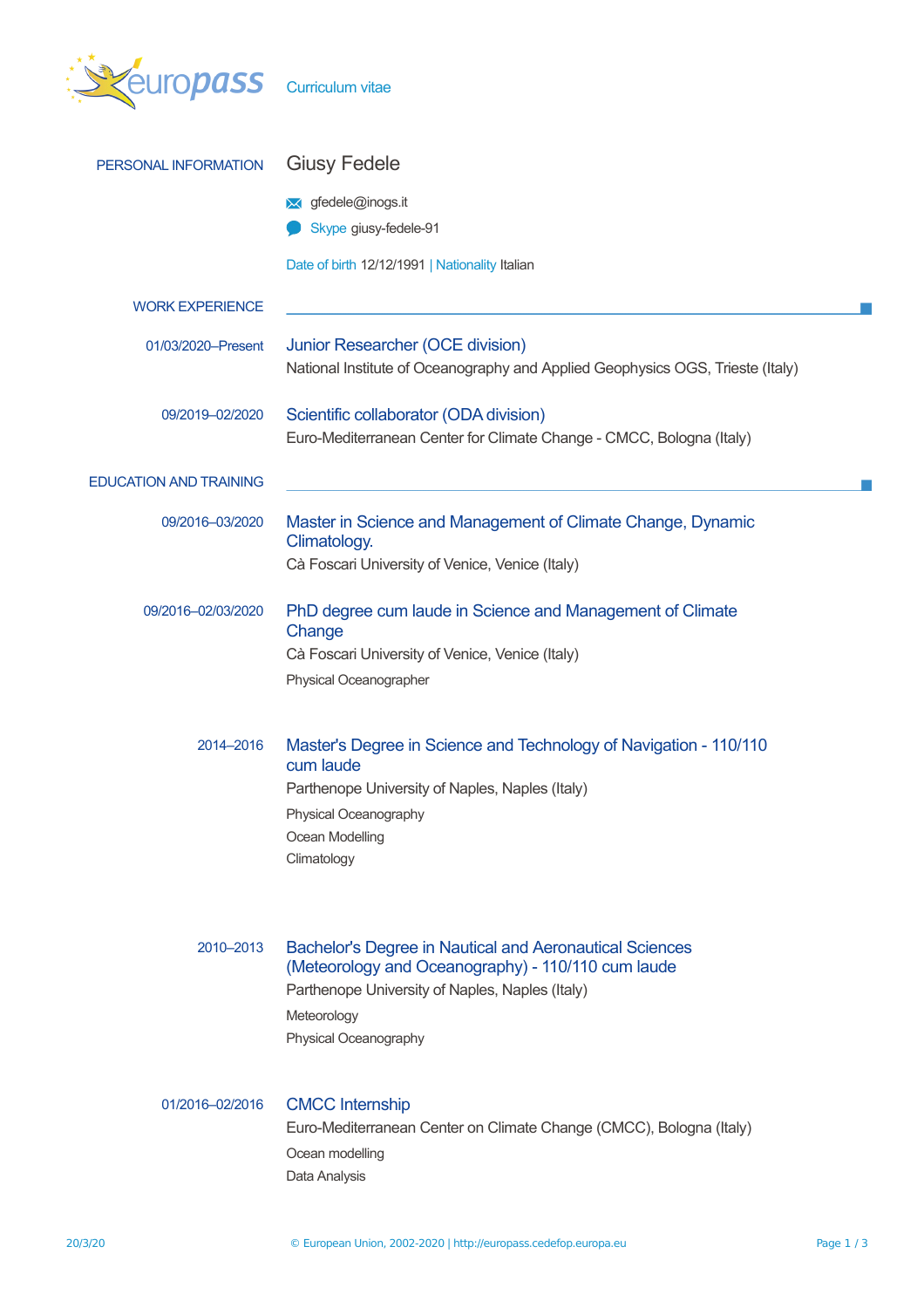Curriculum vitae

## PERSONAL INFORMATION

# Giusy Fedele

gfedele@inogs.it

Skype giusy-fedele-91

Date of birth 12/12/1991 | Nationality Italian

## WORK EXPERIENCE

**01/03/2020–Present**

### Junior Researcher (OCE division)

National Institute of Oceanography and Applied Geophysics OGS, Trieste (Italy)

**09/2019–02/2020**

### Scientific collaborator (ODA division)

Euro-Mediterranean Center for Climate Change - CMCC, Bologna (Italy)

## EDUCATION AND TRAINING

**09/2016–03/2020**

### Master in Science and Management of Climate Change, Dynamic Climatology.

Cà Foscari University of Venice, Venice (Italy)

**09/2016–02/03/2020**

### PhD degree cum laude in Science and Management of Climate Change

Cà Foscari University of Venice, Venice (Italy)

Physical Oceanographer

**2014–2016**

### Master's Degree in Science and Technology of Navigation - 110/110 cum laude

Parthenope University of Naples, Naples (Italy)

Physical Oceanography

Ocean Modelling

Climatology

**2010–2013**

### Bachelor's Degree in Nautical and Aeronautical Sciences (Meteorology and Oceanography) - 110/110 cum laude

Parthenope University of Naples, Naples (Italy)

Meteorology

Physical Oceanography

**01/2016–02/2016**

### CMCC Internship

Euro-Mediterranean Center on Climate Change (CMCC), Bologna (Italy)

Ocean modelling

Data Analysis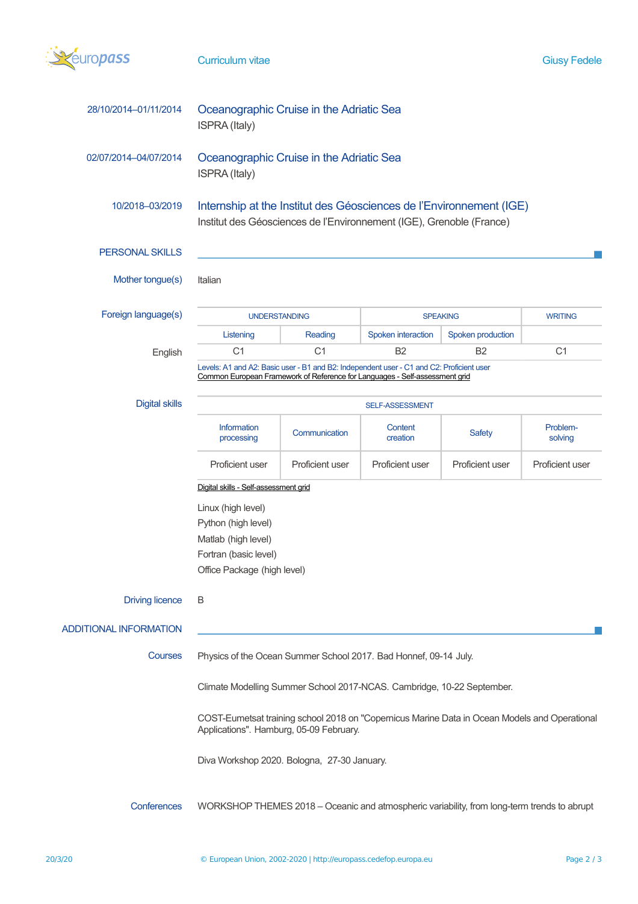28/10/2014–01/11/2014

**Oceanographic Cruise in the Adriatic Sea**

ISPRA (Italy)

02/07/2014–04/07/2014

**Oceanographic Cruise in the Adriatic Sea**

ISPRA (Italy)

10/2018–03/2019

**Internship at the Institut des Géosciences de l'Environnement (IGE)**

Institut des Géosciences de l'Environnement (IGE), Grenoble (France)

## PERSONAL SKILLS

**Mother tongue(s)**

Italian

**Foreign language(s)**

| | UNDERSTANDING | | SPEAKING | | WRITING |
|---|---|---|---|---|---|
| | Listening | Reading | Spoken interaction | Spoken production | |
| English | C1 | C1 | B2 | B2 | C1 |

Levels: A1 and A2: Basic user - B1 and B2: Independent user - C1 and C2: Proficient user
Common European Framework of Reference for Languages - Self-assessment grid

**Digital skills**

| SELF-ASSESSMENT | | | | |
|---|---|---|---|---|
| Information processing | Communication | Content creation | Safety | Problem-solving |
| Proficient user | Proficient user | Proficient user | Proficient user | Proficient user |

Digital skills - Self-assessment grid

Linux (high level)
Python (high level)
Matlab (high level)
Fortran (basic level)
Office Package (high level)

**Driving licence**

B

## ADDITIONAL INFORMATION

**Courses**

Physics of the Ocean Summer School 2017. Bad Honnef, 09-14 July.

Climate Modelling Summer School 2017-NCAS. Cambridge, 10-22 September.

COST-Eumetsat training school 2018 on "Copernicus Marine Data in Ocean Models and Operational Applications". Hamburg, 05-09 February.

Diva Workshop 2020. Bologna, 27-30 January.

**Conferences**

WORKSHOP THEMES 2018 – Oceanic and atmospheric variability, from long-term trends to abrupt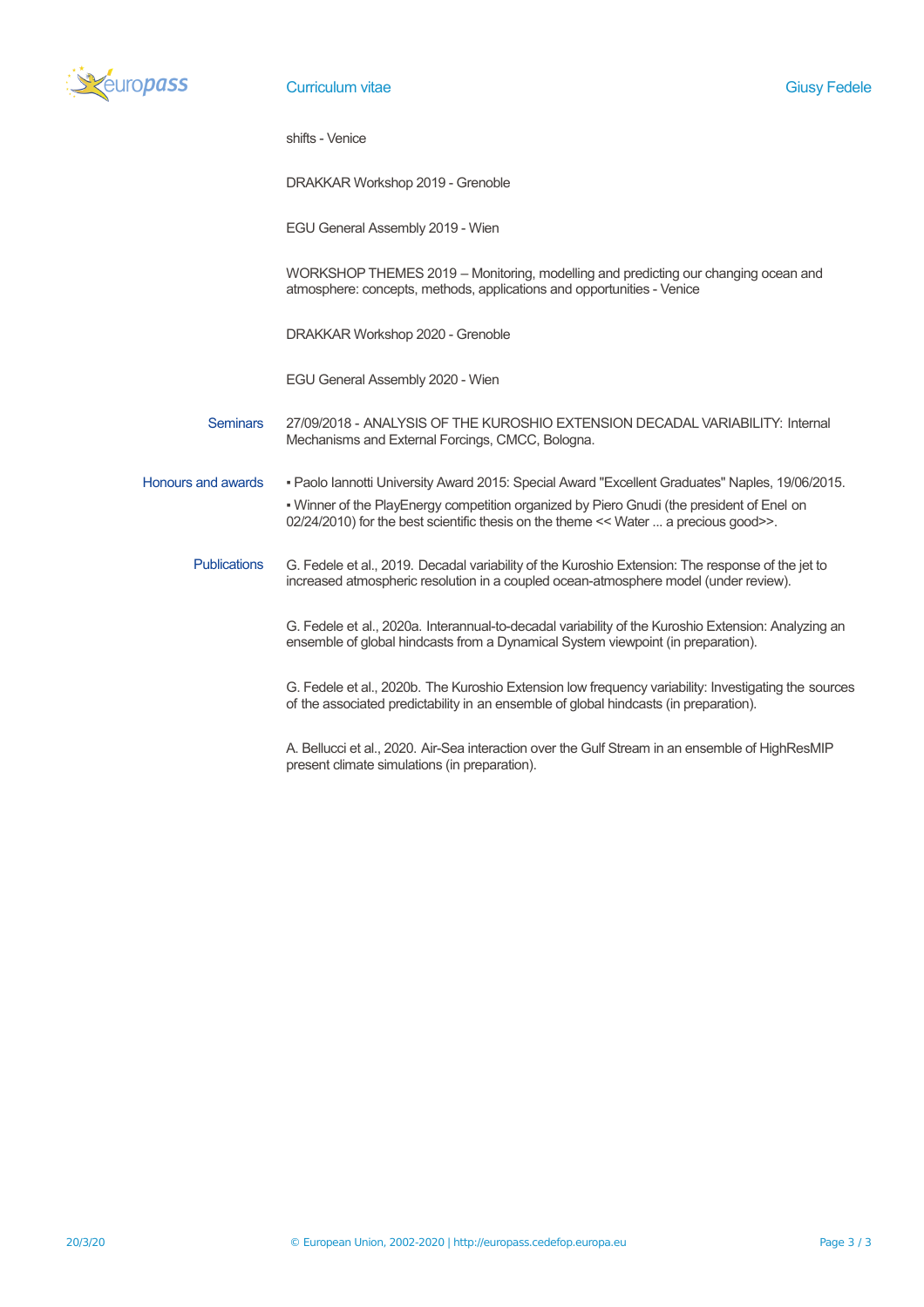shifts - Venice

DRAKKAR Workshop 2019 - Grenoble

EGU General Assembly 2019 - Wien

WORKSHOP THEMES 2019 – Monitoring, modelling and predicting our changing ocean and atmosphere: concepts, methods, applications and opportunities - Venice

DRAKKAR Workshop 2020 - Grenoble

EGU General Assembly 2020 - Wien

**Seminars**

27/09/2018 - ANALYSIS OF THE KUROSHIO EXTENSION DECADAL VARIABILITY: Internal Mechanisms and External Forcings, CMCC, Bologna.

**Honours and awards**

- Paolo Iannotti University Award 2015: Special Award "Excellent Graduates" Naples, 19/06/2015.
- Winner of the PlayEnergy competition organized by Piero Gnudi (the president of Enel on 02/24/2010) for the best scientific thesis on the theme << Water ... a precious good>>.

**Publications**

G. Fedele et al., 2019. Decadal variability of the Kuroshio Extension: The response of the jet to increased atmospheric resolution in a coupled ocean-atmosphere model (under review).

G. Fedele et al., 2020a. Interannual-to-decadal variability of the Kuroshio Extension: Analyzing an ensemble of global hindcasts from a Dynamical System viewpoint (in preparation).

G. Fedele et al., 2020b. The Kuroshio Extension low frequency variability: Investigating the sources of the associated predictability in an ensemble of global hindcasts (in preparation).

A. Bellucci et al., 2020. Air-Sea interaction over the Gulf Stream in an ensemble of HighResMIP present climate simulations (in preparation).